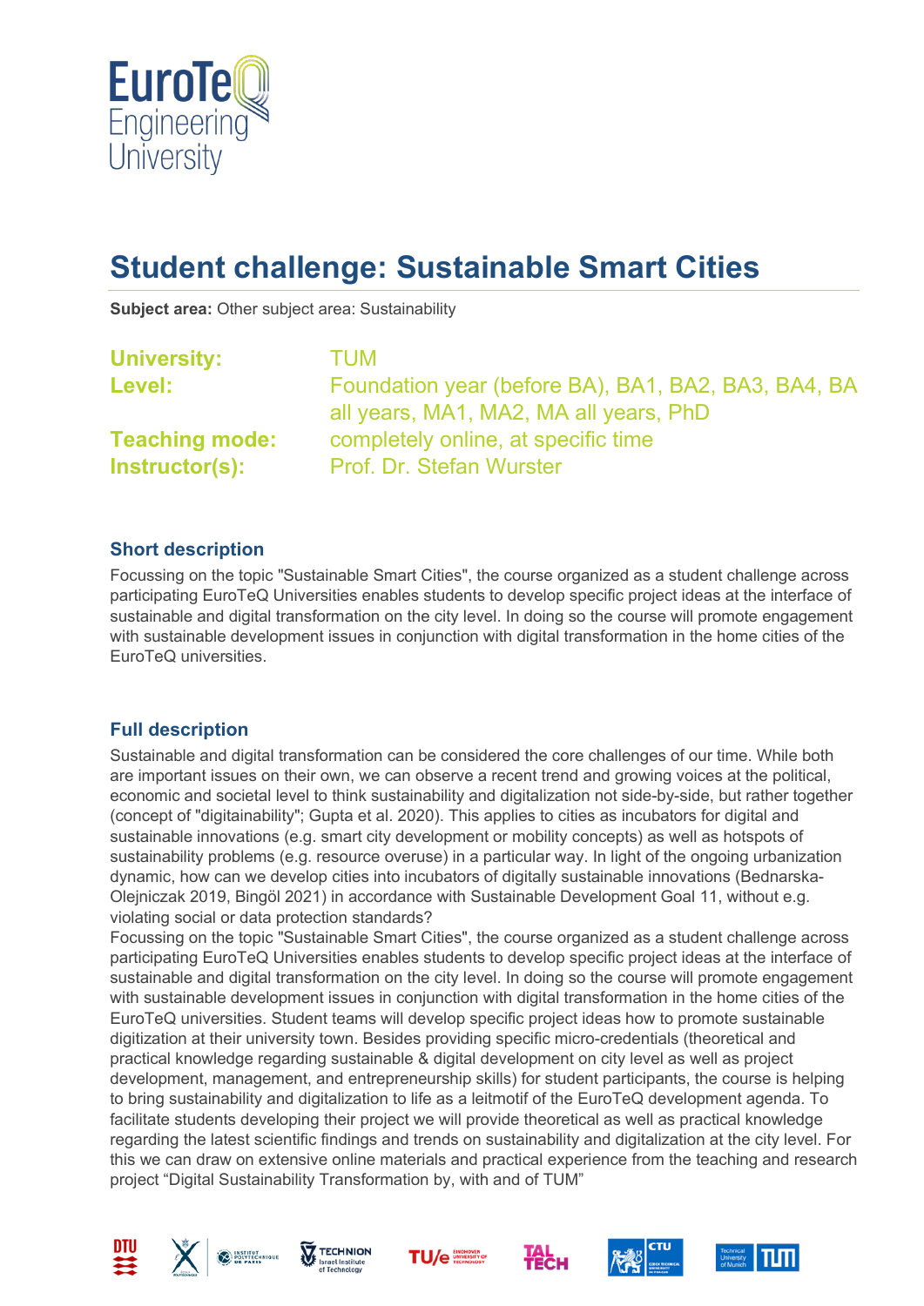# Student challenge: Sustainable Smart Cities

**Subject area:** Other subject area: Sustainability

**University:** TUM

**Level:** Foundation year (before BA), BA1, BA2, BA3, BA4, BA all years, MA1, MA2, MA all years, PhD

**Teaching mode:** completely online, at specific time

**Instructor(s):** Prof. Dr. Stefan Wurster

## Short description

Focussing on the topic "Sustainable Smart Cities", the course organized as a student challenge across participating EuroTeQ Universities enables students to develop specific project ideas at the interface of sustainable and digital transformation on the city level. In doing so the course will promote engagement with sustainable development issues in conjunction with digital transformation in the home cities of the EuroTeQ universities.

## Full description

Sustainable and digital transformation can be considered the core challenges of our time. While both are important issues on their own, we can observe a recent trend and growing voices at the political, economic and societal level to think sustainability and digitalization not side-by-side, but rather together (concept of "digitainability"; Gupta et al. 2020). This applies to cities as incubators for digital and sustainable innovations (e.g. smart city development or mobility concepts) as well as hotspots of sustainability problems (e.g. resource overuse) in a particular way. In light of the ongoing urbanization dynamic, how can we develop cities into incubators of digitally sustainable innovations (Bednarska-Olejniczak 2019, Bingöl 2021) in accordance with Sustainable Development Goal 11, without e.g. violating social or data protection standards?
Focussing on the topic "Sustainable Smart Cities", the course organized as a student challenge across participating EuroTeQ Universities enables students to develop specific project ideas at the interface of sustainable and digital transformation on the city level. In doing so the course will promote engagement with sustainable development issues in conjunction with digital transformation in the home cities of the EuroTeQ universities. Student teams will develop specific project ideas how to promote sustainable digitization at their university town. Besides providing specific micro-credentials (theoretical and practical knowledge regarding sustainable & digital development on city level as well as project development, management, and entrepreneurship skills) for student participants, the course is helping to bring sustainability and digitalization to life as a leitmotif of the EuroTeQ development agenda. To facilitate students developing their project we will provide theoretical as well as practical knowledge regarding the latest scientific findings and trends on sustainability and digitalization at the city level. For this we can draw on extensive online materials and practical experience from the teaching and research project "Digital Sustainability Transformation by, with and of TUM"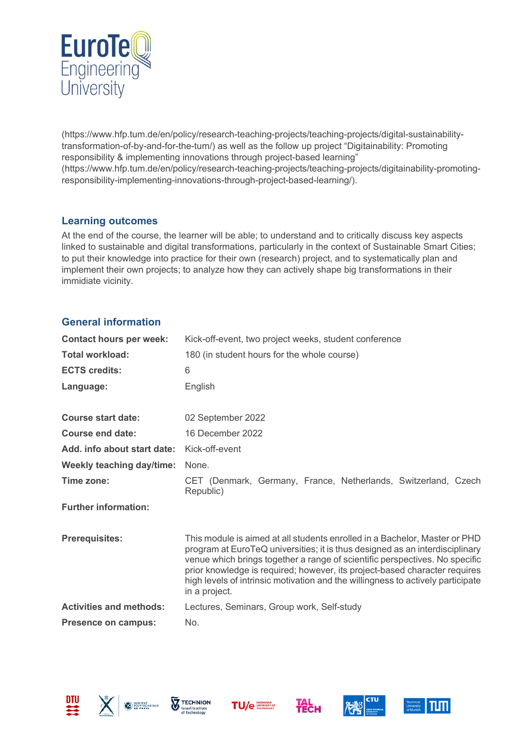(https://www.hfp.tum.de/en/policy/research-teaching-projects/teaching-projects/digital-sustainability-transformation-of-by-and-for-the-tum/) as well as the follow up project "Digitainability: Promoting responsibility & implementing innovations through project-based learning" (https://www.hfp.tum.de/en/policy/research-teaching-projects/teaching-projects/digitainability-promoting-responsibility-implementing-innovations-through-project-based-learning/).

## Learning outcomes

At the end of the course, the learner will be able; to understand and to critically discuss key aspects linked to sustainable and digital transformations, particularly in the context of Sustainable Smart Cities; to put their knowledge into practice for their own (research) project, and to systematically plan and implement their own projects; to analyze how they can actively shape big transformations in their immidiate vicinity.

## General information

| | |
|---|---|
| **Contact hours per week:** | Kick-off-event, two project weeks, student conference |
| **Total workload:** | 180 (in student hours for the whole course) |
| **ECTS credits:** | 6 |
| **Language:** | English |
| | |
| **Course start date:** | 02 September 2022 |
| **Course end date:** | 16 December 2022 |
| **Add. info about start date:** | Kick-off-event |
| **Weekly teaching day/time:** | None. |
| **Time zone:** | CET (Denmark, Germany, France, Netherlands, Switzerland, Czech Republic) |
| **Further information:** | |
| | |
| **Prerequisites:** | This module is aimed at all students enrolled in a Bachelor, Master or PHD program at EuroTeQ universities; it is thus designed as an interdisciplinary venue which brings together a range of scientific perspectives. No specific prior knowledge is required; however, its project-based character requires high levels of intrinsic motivation and the willingness to actively participate in a project. |
| **Activities and methods:** | Lectures, Seminars, Group work, Self-study |
| **Presence on campus:** | No. |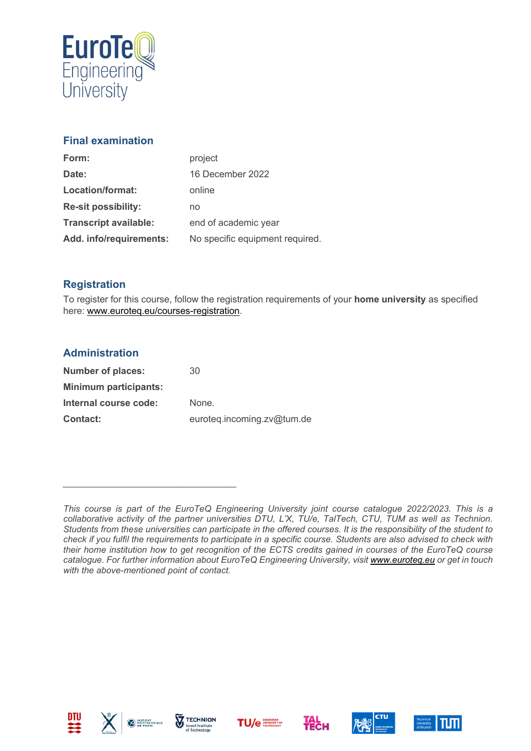## Final examination

| | |
|---|---|
| **Form:** | project |
| **Date:** | 16 December 2022 |
| **Location/format:** | online |
| **Re-sit possibility:** | no |
| **Transcript available:** | end of academic year |
| **Add. info/requirements:** | No specific equipment required. |

## Registration

To register for this course, follow the registration requirements of your **home university** as specified here: www.euroteq.eu/courses-registration.

## Administration

| | |
|---|---|
| **Number of places:** | 30 |
| **Minimum participants:** | |
| **Internal course code:** | None. |
| **Contact:** | euroteq.incoming.zv@tum.de |

---

*This course is part of the EuroTeQ Engineering University joint course catalogue 2022/2023. This is a collaborative activity of the partner universities DTU, L'X, TU/e, TalTech, CTU, TUM as well as Technion. Students from these universities can participate in the offered courses. It is the responsibility of the student to check if you fulfil the requirements to participate in a specific course. Students are also advised to check with their home institution how to get recognition of the ECTS credits gained in courses of the EuroTeQ course catalogue. For further information about EuroTeQ Engineering University, visit www.euroteq.eu or get in touch with the above-mentioned point of contact.*